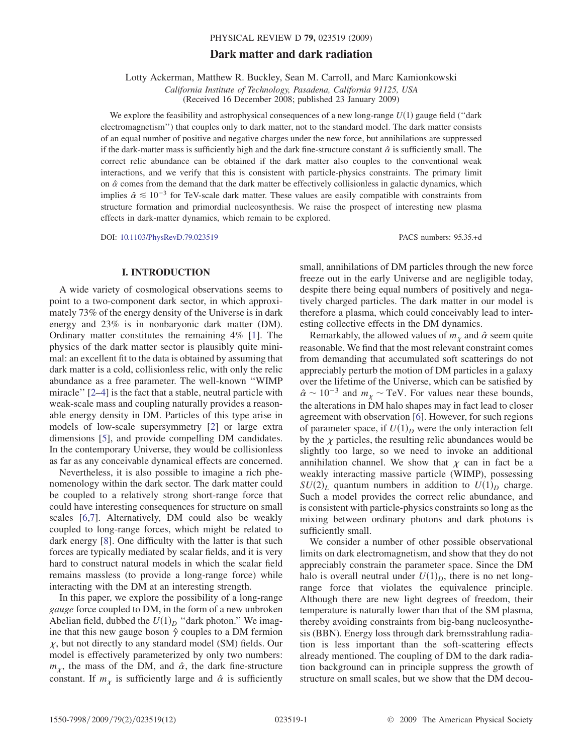# Dark matter and dark radiation

Lotty Ackerman, Matthew R. Buckley, Sean M. Carroll, and Marc Kamionkowski

*California Institute of Technology, Pasadena, California 91125, USA*

(Received 16 December 2008; published 23 January 2009)

We explore the feasibility and astrophysical consequences of a new long-range $U(1)$ gauge field ("dark electromagnetism") that couples only to dark matter, not to the standard model. The dark matter consists of an equal number of positive and negative charges under the new force, but annihilations are suppressed if the dark-matter mass is sufficiently high and the dark fine-structure constant $\hat{\alpha}$ is sufficiently small. The correct relic abundance can be obtained if the dark matter also couples to the conventional weak interactions, and we verify that this is consistent with particle-physics constraints. The primary limit on $\hat{\alpha}$ comes from the demand that the dark matter be effectively collisionless in galactic dynamics, which implies $\hat{\alpha} \lesssim 10^{-3}$ for TeV-scale dark matter. These values are easily compatible with constraints from structure formation and primordial nucleosynthesis. We raise the prospect of interesting new plasma effects in dark-matter dynamics, which remain to be explored.

DOI: 10.1103/PhysRevD.79.023519 PACS numbers: 95.35.+d

## I. INTRODUCTION

A wide variety of cosmological observations seems to point to a two-component dark sector, in which approximately 73% of the energy density of the Universe is in dark energy and 23% is in nonbaryonic dark matter (DM). Ordinary matter constitutes the remaining 4% [1]. The physics of the dark matter sector is plausibly quite minimal: an excellent fit to the data is obtained by assuming that dark matter is a cold, collisionless relic, with only the relic abundance as a free parameter. The well-known "WIMP miracle" [2–4] is the fact that a stable, neutral particle with weak-scale mass and coupling naturally provides a reasonable energy density in DM. Particles of this type arise in models of low-scale supersymmetry [2] or large extra dimensions [5], and provide compelling DM candidates. In the contemporary Universe, they would be collisionless as far as any conceivable dynamical effects are concerned.

Nevertheless, it is also possible to imagine a rich phenomenology within the dark sector. The dark matter could be coupled to a relatively strong short-range force that could have interesting consequences for structure on small scales [6,7]. Alternatively, DM could also be weakly coupled to long-range forces, which might be related to dark energy [8]. One difficulty with the latter is that such forces are typically mediated by scalar fields, and it is very hard to construct natural models in which the scalar field remains massless (to provide a long-range force) while interacting with the DM at an interesting strength.

In this paper, we explore the possibility of a long-range *gauge* force coupled to DM, in the form of a new unbroken Abelian field, dubbed the $U(1)_D$ "dark photon." We imagine that this new gauge boson $\hat{\gamma}$ couples to a DM fermion $\chi$, but not directly to any standard model (SM) fields. Our model is effectively parameterized by only two numbers: $m_\chi$, the mass of the DM, and $\hat{\alpha}$, the dark fine-structure constant. If $m_\chi$ is sufficiently large and $\hat{\alpha}$ is sufficiently small, annihilations of DM particles through the new force freeze out in the early Universe and are negligible today, despite there being equal numbers of positively and negatively charged particles. The dark matter in our model is therefore a plasma, which could conceivably lead to interesting collective effects in the DM dynamics.

Remarkably, the allowed values of $m_\chi$ and $\hat{\alpha}$ seem quite reasonable. We find that the most relevant constraint comes from demanding that accumulated soft scatterings do not appreciably perturb the motion of DM particles in a galaxy over the lifetime of the Universe, which can be satisfied by $\hat{\alpha} \sim 10^{-3}$ and $m_\chi \sim$ TeV. For values near these bounds, the alterations in DM halo shapes may in fact lead to closer agreement with observation [6]. However, for such regions of parameter space, if $U(1)_D$ were the only interaction felt by the $\chi$ particles, the resulting relic abundances would be slightly too large, so we need to invoke an additional annihilation channel. We show that $\chi$ can in fact be a weakly interacting massive particle (WIMP), possessing $SU(2)_L$ quantum numbers in addition to $U(1)_D$ charge. Such a model provides the correct relic abundance, and is consistent with particle-physics constraints so long as the mixing between ordinary photons and dark photons is sufficiently small.

We consider a number of other possible observational limits on dark electromagnetism, and show that they do not appreciably constrain the parameter space. Since the DM halo is overall neutral under $U(1)_D$, there is no net long-range force that violates the equivalence principle. Although there are new light degrees of freedom, their temperature is naturally lower than that of the SM plasma, thereby avoiding constraints from big-bang nucleosynthesis (BBN). Energy loss through dark bremsstrahlung radiation is less important than the soft-scattering effects already mentioned. The coupling of DM to the dark radiation background can in principle suppress the growth of structure on small scales, but we show that the DM decou-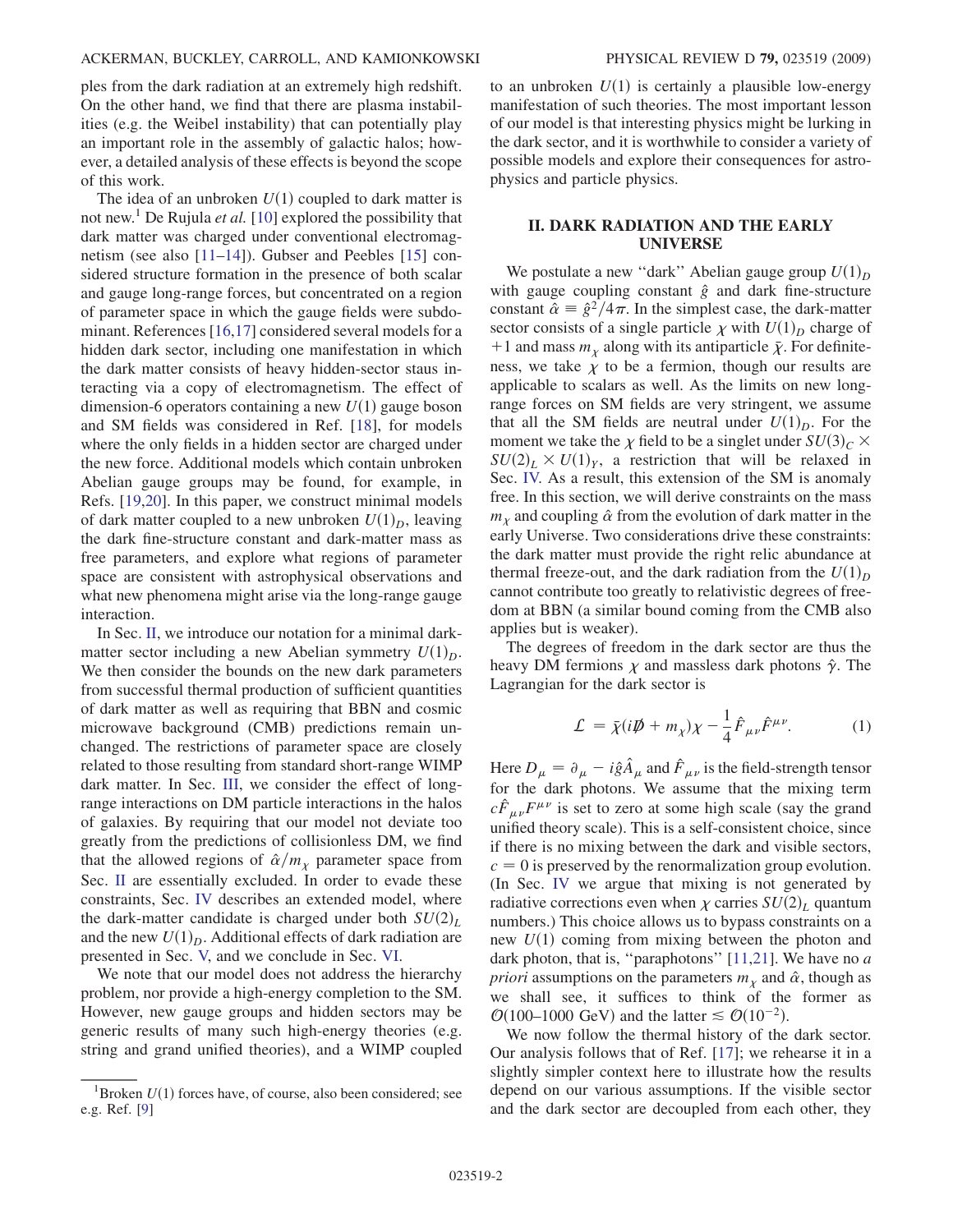ples from the dark radiation at an extremely high redshift. On the other hand, we find that there are plasma instabilities (e.g. the Weibel instability) that can potentially play an important role in the assembly of galactic halos; however, a detailed analysis of these effects is beyond the scope of this work.

The idea of an unbroken $U(1)$ coupled to dark matter is not new.[1] De Rujula *et al.* [10] explored the possibility that dark matter was charged under conventional electromagnetism (see also [11–14]). Gubser and Peebles [15] considered structure formation in the presence of both scalar and gauge long-range forces, but concentrated on a region of parameter space in which the gauge fields were subdominant. References [16,17] considered several models for a hidden dark sector, including one manifestation in which the dark matter consists of heavy hidden-sector staus interacting via a copy of electromagnetism. The effect of dimension-6 operators containing a new $U(1)$ gauge boson and SM fields was considered in Ref. [18], for models where the only fields in a hidden sector are charged under the new force. Additional models which contain unbroken Abelian gauge groups may be found, for example, in Refs. [19,20]. In this paper, we construct minimal models of dark matter coupled to a new unbroken $U(1)_D$, leaving the dark fine-structure constant and dark-matter mass as free parameters, and explore what regions of parameter space are consistent with astrophysical observations and what new phenomena might arise via the long-range gauge interaction.

In Sec. II, we introduce our notation for a minimal dark-matter sector including a new Abelian symmetry $U(1)_D$. We then consider the bounds on the new dark parameters from successful thermal production of sufficient quantities of dark matter as well as requiring that BBN and cosmic microwave background (CMB) predictions remain unchanged. The restrictions of parameter space are closely related to those resulting from standard short-range WIMP dark matter. In Sec. III, we consider the effect of long-range interactions on DM particle interactions in the halos of galaxies. By requiring that our model not deviate too greatly from the predictions of collisionless DM, we find that the allowed regions of $\hat{\alpha}/m_\chi$ parameter space from Sec. II are essentially excluded. In order to evade these constraints, Sec. IV describes an extended model, where the dark-matter candidate is charged under both $SU(2)_L$ and the new $U(1)_D$. Additional effects of dark radiation are presented in Sec. V, and we conclude in Sec. VI.

We note that our model does not address the hierarchy problem, nor provide a high-energy completion to the SM. However, new gauge groups and hidden sectors may be generic results of many such high-energy theories (e.g. string and grand unified theories), and a WIMP coupled to an unbroken $U(1)$ is certainly a plausible low-energy manifestation of such theories. The most important lesson of our model is that interesting physics might be lurking in the dark sector, and it is worthwhile to consider a variety of possible models and explore their consequences for astrophysics and particle physics.

## II. DARK RADIATION AND THE EARLY UNIVERSE

We postulate a new "dark" Abelian gauge group $U(1)_D$ with gauge coupling constant $\hat{g}$ and dark fine-structure constant $\hat{\alpha} \equiv \hat{g}^2/4\pi$. In the simplest case, the dark-matter sector consists of a single particle $\chi$ with $U(1)_D$ charge of $+1$ and mass $m_\chi$ along with its antiparticle $\bar{\chi}$. For definiteness, we take $\chi$ to be a fermion, though our results are applicable to scalars as well. As the limits on new long-range forces on SM fields are very stringent, we assume that all the SM fields are neutral under $U(1)_D$. For the moment we take the $\chi$ field to be a singlet under $SU(3)_C \times SU(2)_L \times U(1)_Y$, a restriction that will be relaxed in Sec. IV. As a result, this extension of the SM is anomaly free. In this section, we will derive constraints on the mass $m_\chi$ and coupling $\hat{\alpha}$ from the evolution of dark matter in the early Universe. Two considerations drive these constraints: the dark matter must provide the right relic abundance at thermal freeze-out, and the dark radiation from the $U(1)_D$ cannot contribute too greatly to relativistic degrees of freedom at BBN (a similar bound coming from the CMB also applies but is weaker).

The degrees of freedom in the dark sector are thus the heavy DM fermions $\chi$ and massless dark photons $\hat{\gamma}$. The Lagrangian for the dark sector is

$$\mathcal{L} = \bar{\chi}(i\not{D} + m_\chi)\chi - \frac{1}{4}\hat{F}_{\mu\nu}\hat{F}^{\mu\nu}. \tag{1}$$

Here $D_\mu = \partial_\mu - i\hat{g}\hat{A}_\mu$ and $\hat{F}_{\mu\nu}$ is the field-strength tensor for the dark photons. We assume that the mixing term $c\hat{F}_{\mu\nu}F^{\mu\nu}$ is set to zero at some high scale (say the grand unified theory scale). This is a self-consistent choice, since if there is no mixing between the dark and visible sectors, $c = 0$ is preserved by the renormalization group evolution. (In Sec. IV we argue that mixing is not generated by radiative corrections even when $\chi$ carries $SU(2)_L$ quantum numbers.) This choice allows us to bypass constraints on a new $U(1)$ coming from mixing between the photon and dark photon, that is, "paraphotons" [11,21]. We have no *a priori* assumptions on the parameters $m_\chi$ and $\hat{\alpha}$, though as we shall see, it suffices to think of the former as $\mathcal{O}(100\text{–}1000\ \text{GeV})$ and the latter $\lesssim \mathcal{O}(10^{-2})$.

We now follow the thermal history of the dark sector. Our analysis follows that of Ref. [17]; we rehearse it in a slightly simpler context here to illustrate how the results depend on our various assumptions. If the visible sector and the dark sector are decoupled from each other, they

---

[1] Broken $U(1)$ forces have, of course, also been considered; see e.g. Ref. [9]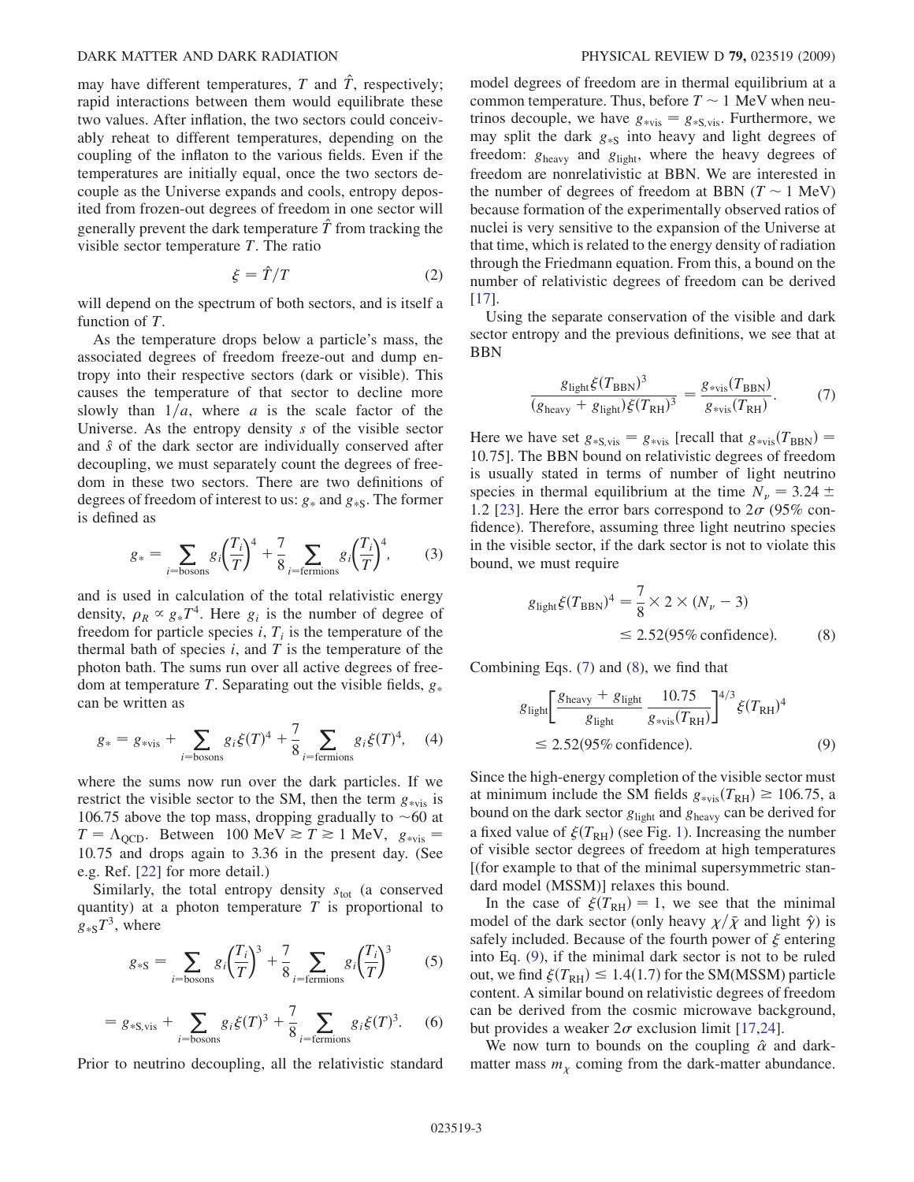may have different temperatures, $T$ and $\hat{T}$, respectively; rapid interactions between them would equilibrate these two values. After inflation, the two sectors could conceivably reheat to different temperatures, depending on the coupling of the inflaton to the various fields. Even if the temperatures are initially equal, once the two sectors decouple as the Universe expands and cools, entropy deposited from frozen-out degrees of freedom in one sector will generally prevent the dark temperature $\hat{T}$ from tracking the visible sector temperature $T$. The ratio

$$\xi = \hat{T}/T \tag{2}$$

will depend on the spectrum of both sectors, and is itself a function of $T$.

As the temperature drops below a particle's mass, the associated degrees of freedom freeze-out and dump entropy into their respective sectors (dark or visible). This causes the temperature of that sector to decline more slowly than $1/a$, where $a$ is the scale factor of the Universe. As the entropy density $s$ of the visible sector and $\hat{s}$ of the dark sector are individually conserved after decoupling, we must separately count the degrees of freedom in these two sectors. There are two definitions of degrees of freedom of interest to us: $g_*$ and $g_{*S}$. The former is defined as

$$g_* = \sum_{i=\text{bosons}} g_i\left(\frac{T_i}{T}\right)^4 + \frac{7}{8}\sum_{i=\text{fermions}} g_i\left(\frac{T_i}{T}\right)^4, \tag{3}$$

and is used in calculation of the total relativistic energy density, $\rho_R \propto g_* T^4$. Here $g_i$ is the number of degree of freedom for particle species $i$, $T_i$ is the temperature of the thermal bath of species $i$, and $T$ is the temperature of the photon bath. The sums run over all active degrees of freedom at temperature $T$. Separating out the visible fields, $g_*$ can be written as

$$g_* = g_{*\text{vis}} + \sum_{i=\text{bosons}} g_i \xi(T)^4 + \frac{7}{8}\sum_{i=\text{fermions}} g_i \xi(T)^4, \tag{4}$$

where the sums now run over the dark particles. If we restrict the visible sector to the SM, then the term $g_{*\text{vis}}$ is 106.75 above the top mass, dropping gradually to $\sim$60 at $T = \Lambda_{\text{QCD}}$. Between $100\ \text{MeV} \gtrsim T \gtrsim 1\ \text{MeV}$, $g_{*\text{vis}} = 10.75$ and drops again to 3.36 in the present day. (See e.g. Ref. [22] for more detail.)

Similarly, the total entropy density $s_{\text{tot}}$ (a conserved quantity) at a photon temperature $T$ is proportional to $g_{*S}T^3$, where

$$g_{*S} = \sum_{i=\text{bosons}} g_i\left(\frac{T_i}{T}\right)^3 + \frac{7}{8}\sum_{i=\text{fermions}} g_i\left(\frac{T_i}{T}\right)^3 \tag{5}$$

$$= g_{*S,\text{vis}} + \sum_{i=\text{bosons}} g_i \xi(T)^3 + \frac{7}{8}\sum_{i=\text{fermions}} g_i \xi(T)^3. \tag{6}$$

Prior to neutrino decoupling, all the relativistic standard model degrees of freedom are in thermal equilibrium at a common temperature. Thus, before $T \sim 1$ MeV when neutrinos decouple, we have $g_{*\text{vis}} = g_{*S,\text{vis}}$. Furthermore, we may split the dark $g_{*S}$ into heavy and light degrees of freedom: $g_{\text{heavy}}$ and $g_{\text{light}}$, where the heavy degrees of freedom are nonrelativistic at BBN. We are interested in the number of degrees of freedom at BBN ($T \sim 1$ MeV) because formation of the experimentally observed ratios of nuclei is very sensitive to the expansion of the Universe at that time, which is related to the energy density of radiation through the Friedmann equation. From this, a bound on the number of relativistic degrees of freedom can be derived [17].

Using the separate conservation of the visible and dark sector entropy and the previous definitions, we see that at BBN

$$\frac{g_{\text{light}}\xi(T_{\text{BBN}})^3}{(g_{\text{heavy}} + g_{\text{light}})\xi(T_{\text{RH}})^3} = \frac{g_{*\text{vis}}(T_{\text{BBN}})}{g_{*\text{vis}}(T_{\text{RH}})}. \tag{7}$$

Here we have set $g_{*S,\text{vis}} = g_{*\text{vis}}$ [recall that $g_{*\text{vis}}(T_{\text{BBN}}) = 10.75$]. The BBN bound on relativistic degrees of freedom is usually stated in terms of number of light neutrino species in thermal equilibrium at the time $N_\nu = 3.24 \pm 1.2$ [23]. Here the error bars correspond to $2\sigma$ (95% confidence). Therefore, assuming three light neutrino species in the visible sector, if the dark sector is not to violate this bound, we must require

$$\begin{aligned} g_{\text{light}}\xi(T_{\text{BBN}})^4 &= \frac{7}{8} \times 2 \times (N_\nu - 3) \\ &\leq 2.52 (95\%\ \text{confidence}). \end{aligned} \tag{8}$$

Combining Eqs. (7) and (8), we find that

$$\begin{aligned} g_{\text{light}}\left[\frac{g_{\text{heavy}} + g_{\text{light}}}{g_{\text{light}}}\frac{10.75}{g_{*\text{vis}}(T_{\text{RH}})}\right]^{4/3}\xi(T_{\text{RH}})^4 \\ \leq 2.52 (95\%\ \text{confidence}). \end{aligned} \tag{9}$$

Since the high-energy completion of the visible sector must at minimum include the SM fields $g_{*\text{vis}}(T_{\text{RH}}) \geq 106.75$, a bound on the dark sector $g_{\text{light}}$ and $g_{\text{heavy}}$ can be derived for a fixed value of $\xi(T_{\text{RH}})$ (see Fig. 1). Increasing the number of visible sector degrees of freedom at high temperatures [(for example to that of the minimal supersymmetric standard model (MSSM)] relaxes this bound.

In the case of $\xi(T_{\text{RH}}) = 1$, we see that the minimal model of the dark sector (only heavy $\chi/\bar{\chi}$ and light $\hat{\gamma}$) is safely included. Because of the fourth power of $\xi$ entering into Eq. (9), if the minimal dark sector is not to be ruled out, we find $\xi(T_{\text{RH}}) \leq 1.4(1.7)$ for the SM(MSSM) particle content. A similar bound on relativistic degrees of freedom can be derived from the cosmic microwave background, but provides a weaker $2\sigma$ exclusion limit [17,24].

We now turn to bounds on the coupling $\hat{\alpha}$ and dark-matter mass $m_\chi$ coming from the dark-matter abundance.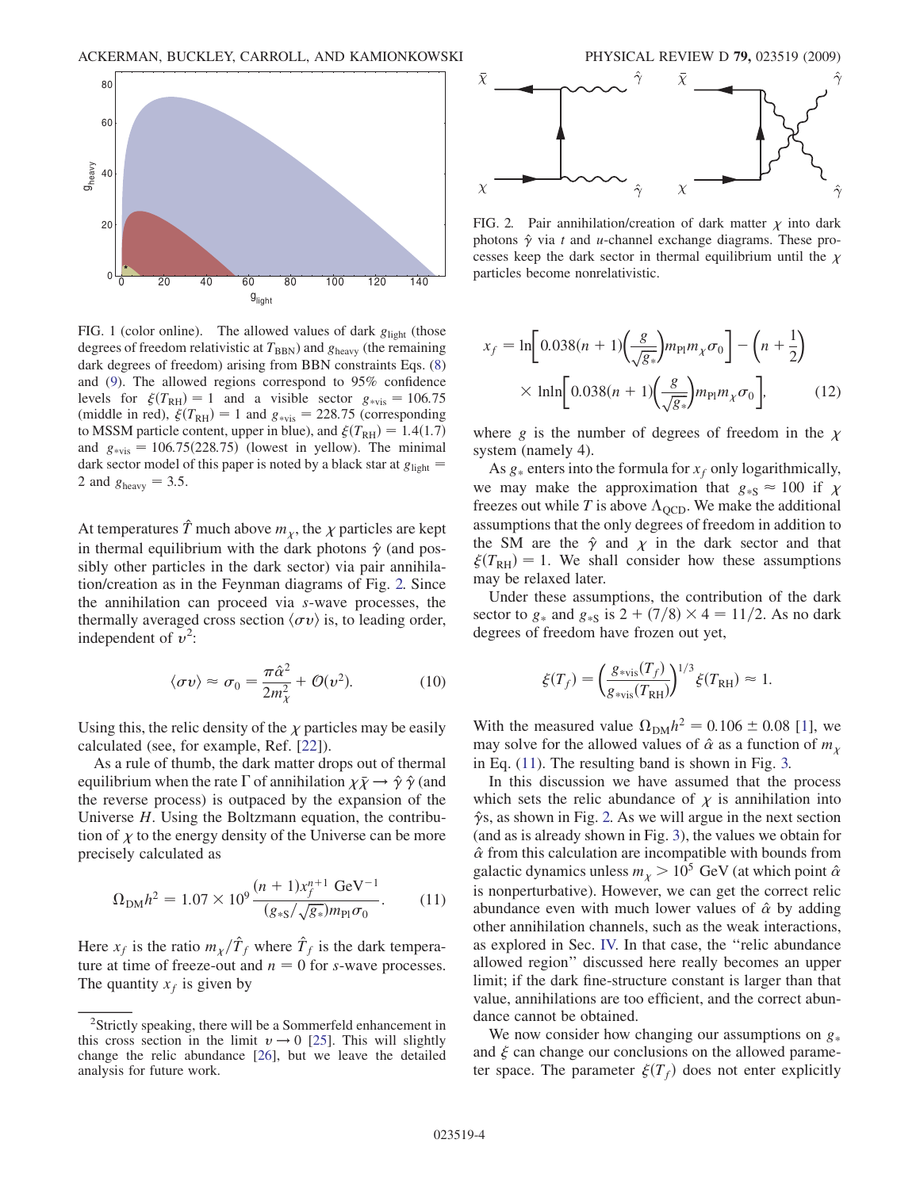FIG. 1 (color online). The allowed values of dark $g_{\rm light}$ (those degrees of freedom relativistic at $T_{\rm BBN}$) and $g_{\rm heavy}$ (the remaining dark degrees of freedom) arising from BBN constraints Eqs. (8) and (9). The allowed regions correspond to 95% confidence levels for $\xi(T_{\rm RH}) = 1$ and a visible sector $g_{*{\rm vis}} = 106.75$ (middle in red), $\xi(T_{\rm RH}) = 1$ and $g_{*{\rm vis}} = 228.75$ (corresponding to MSSM particle content, upper in blue), and $\xi(T_{\rm RH}) = 1.4(1.7)$ and $g_{*{\rm vis}} = 106.75(228.75)$ (lowest in yellow). The minimal dark sector model of this paper is noted by a black star at $g_{\rm light} = 2$ and $g_{\rm heavy} = 3.5$.

At temperatures $\hat{T}$ much above $m_\chi$, the $\chi$ particles are kept in thermal equilibrium with the dark photons $\hat{\gamma}$ (and possibly other particles in the dark sector) via pair annihilation/creation as in the Feynman diagrams of Fig. 2. Since the annihilation can proceed via $s$-wave processes, the thermally averaged cross section $\langle \sigma v \rangle$ is, to leading order, independent of $v^2$:

$$\langle \sigma v \rangle \approx \sigma_0 = \frac{\pi \hat{\alpha}^2}{2 m_\chi^2} + \mathcal{O}(v^2). \tag{10}$$

Using this, the relic density of the $\chi$ particles may be easily calculated (see, for example, Ref. [22]).

As a rule of thumb, the dark matter drops out of thermal equilibrium when the rate $\Gamma$ of annihilation $\chi\bar{\chi} \to \hat{\gamma}\,\hat{\gamma}$ (and the reverse process) is outpaced by the expansion of the Universe $H$. Using the Boltzmann equation, the contribution of $\chi$ to the energy density of the Universe can be more precisely calculated as

$$\Omega_{\rm DM} h^2 = 1.07 \times 10^9 \frac{(n+1) x_f^{n+1}\ {\rm GeV}^{-1}}{(g_{*S}/\sqrt{g_*}) m_{\rm Pl} \sigma_0}. \tag{11}$$

Here $x_f$ is the ratio $m_\chi/\hat{T}_f$ where $\hat{T}_f$ is the dark temperature at time of freeze-out and $n = 0$ for $s$-wave processes. The quantity $x_f$ is given by

[2] Strictly speaking, there will be a Sommerfeld enhancement in this cross section in the limit $v \to 0$ [25]. This will slightly change the relic abundance [26], but we leave the detailed analysis for future work.

FIG. 2. Pair annihilation/creation of dark matter $\chi$ into dark photons $\hat{\gamma}$ via $t$ and $u$-channel exchange diagrams. These processes keep the dark sector in thermal equilibrium until the $\chi$ particles become nonrelativistic.

$$x_f = \ln\left[0.038(n+1)\left(\frac{g}{\sqrt{g_*}}\right) m_{\rm Pl} m_\chi \sigma_0\right] - \left(n + \frac{1}{2}\right) \times \ln\ln\left[0.038(n+1)\left(\frac{g}{\sqrt{g_*}}\right) m_{\rm Pl} m_\chi \sigma_0\right], \tag{12}$$

where $g$ is the number of degrees of freedom in the $\chi$ system (namely 4).

As $g_*$ enters into the formula for $x_f$ only logarithmically, we may make the approximation that $g_{*S} \approx 100$ if $\chi$ freezes out while $T$ is above $\Lambda_{\rm QCD}$. We make the additional assumptions that the only degrees of freedom in addition to the SM are the $\hat{\gamma}$ and $\chi$ in the dark sector and that $\xi(T_{\rm RH}) = 1$. We shall consider how these assumptions may be relaxed later.

Under these assumptions, the contribution of the dark sector to $g_*$ and $g_{*S}$ is $2 + (7/8) \times 4 = 11/2$. As no dark degrees of freedom have frozen out yet,

$$\xi(T_f) = \left(\frac{g_{*{\rm vis}}(T_f)}{g_{*{\rm vis}}(T_{\rm RH})}\right)^{1/3} \xi(T_{\rm RH}) \approx 1.$$

With the measured value $\Omega_{\rm DM} h^2 = 0.106 \pm 0.08$ [1], we may solve for the allowed values of $\hat{\alpha}$ as a function of $m_\chi$ in Eq. (11). The resulting band is shown in Fig. 3.

In this discussion we have assumed that the process which sets the relic abundance of $\chi$ is annihilation into $\hat{\gamma}$s, as shown in Fig. 2. As we will argue in the next section (and as is already shown in Fig. 3), the values we obtain for $\hat{\alpha}$ from this calculation are incompatible with bounds from galactic dynamics unless $m_\chi > 10^5$ GeV (at which point $\hat{\alpha}$ is nonperturbative). However, we can get the correct relic abundance even with much lower values of $\hat{\alpha}$ by adding other annihilation channels, such as the weak interactions, as explored in Sec. IV. In that case, the "relic abundance allowed region" discussed here really becomes an upper limit; if the dark fine-structure constant is larger than that value, annihilations are too efficient, and the correct abundance cannot be obtained.

We now consider how changing our assumptions on $g_*$ and $\xi$ can change our conclusions on the allowed parameter space. The parameter $\xi(T_f)$ does not enter explicitly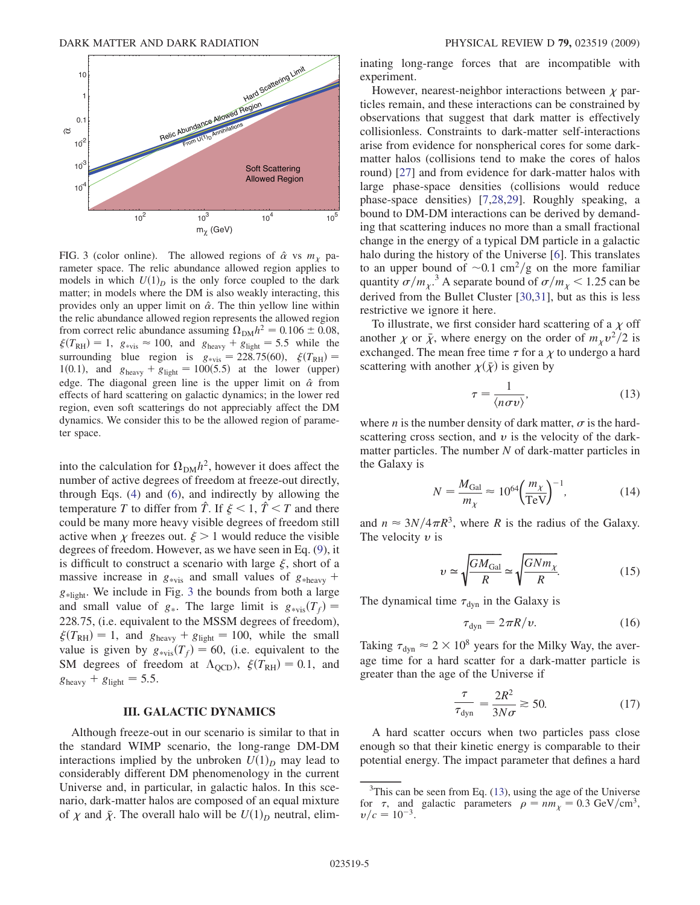FIG. 3 (color online). The allowed regions of $\hat{\alpha}$ vs $m_\chi$ parameter space. The relic abundance allowed region applies to models in which $U(1)_D$ is the only force coupled to the dark matter; in models where the DM is also weakly interacting, this provides only an upper limit on $\hat{\alpha}$. The thin yellow line within the relic abundance allowed region represents the allowed region from correct relic abundance assuming $\Omega_{\rm DM}h^2 = 0.106 \pm 0.08$, $\xi(T_{\rm RH}) = 1$, $g_{*{\rm vis}} \approx 100$, and $g_{\rm heavy} + g_{\rm light} = 5.5$ while the surrounding blue region is $g_{*{\rm vis}} = 228.75(60)$, $\xi(T_{\rm RH}) = 1(0.1)$, and $g_{\rm heavy} + g_{\rm light} = 100(5.5)$ at the lower (upper) edge. The diagonal green line is the upper limit on $\hat{\alpha}$ from effects of hard scattering on galactic dynamics; in the lower red region, even soft scatterings do not appreciably affect the DM dynamics. We consider this to be the allowed region of parameter space.

into the calculation for $\Omega_{\rm DM}h^2$, however it does affect the number of active degrees of freedom at freeze-out directly, through Eqs. (4) and (6), and indirectly by allowing the temperature $T$ to differ from $\hat{T}$. If $\xi < 1$, $\hat{T} < T$ and there could be many more heavy visible degrees of freedom still active when $\chi$ freezes out. $\xi > 1$ would reduce the visible degrees of freedom. However, as we have seen in Eq. (9), it is difficult to construct a scenario with large $\xi$, short of a massive increase in $g_{*{\rm vis}}$ and small values of $g_{*{\rm heavy}} + g_{*{\rm light}}$. We include in Fig. 3 the bounds from both a large and small value of $g_*$. The large limit is $g_{*{\rm vis}}(T_f) = 228.75$, (i.e. equivalent to the MSSM degrees of freedom), $\xi(T_{\rm RH}) = 1$, and $g_{\rm heavy} + g_{\rm light} = 100$, while the small value is given by $g_{*{\rm vis}}(T_f) = 60$, (i.e. equivalent to the SM degrees of freedom at $\Lambda_{\rm QCD}$), $\xi(T_{\rm RH}) = 0.1$, and $g_{\rm heavy} + g_{\rm light} = 5.5$.

## III. GALACTIC DYNAMICS

Although freeze-out in our scenario is similar to that in the standard WIMP scenario, the long-range DM-DM interactions implied by the unbroken $U(1)_D$ may lead to considerably different DM phenomenology in the current Universe and, in particular, in galactic halos. In this scenario, dark-matter halos are composed of an equal mixture of $\chi$ and $\bar{\chi}$. The overall halo will be $U(1)_D$ neutral, eliminating long-range forces that are incompatible with experiment.

However, nearest-neighbor interactions between $\chi$ particles remain, and these interactions can be constrained by observations that suggest that dark matter is effectively collisionless. Constraints to dark-matter self-interactions arise from evidence for nonspherical cores for some dark-matter halos (collisions tend to make the cores of halos round) [27] and from evidence for dark-matter halos with large phase-space densities (collisions would reduce phase-space densities) [7,28,29]. Roughly speaking, a bound to DM-DM interactions can be derived by demanding that scattering induces no more than a small fractional change in the energy of a typical DM particle in a galactic halo during the history of the Universe [6]. This translates to an upper bound of $\sim 0.1~{\rm cm}^2/{\rm g}$ on the more familiar quantity $\sigma/m_\chi$.[3] A separate bound of $\sigma/m_\chi < 1.25$ can be derived from the Bullet Cluster [30,31], but as this is less restrictive we ignore it here.

To illustrate, we first consider hard scattering of a $\chi$ off another $\chi$ or $\bar{\chi}$, where energy on the order of $m_\chi v^2/2$ is exchanged. The mean free time $\tau$ for a $\chi$ to undergo a hard scattering with another $\chi(\bar{\chi})$ is given by

$$\tau = \frac{1}{\langle n\sigma v\rangle}, \tag{13}$$

where $n$ is the number density of dark matter, $\sigma$ is the hard-scattering cross section, and $v$ is the velocity of the dark-matter particles. The number $N$ of dark-matter particles in the Galaxy is

$$N = \frac{M_{\rm Gal}}{m_\chi} \approx 10^{64}\left(\frac{m_\chi}{\rm TeV}\right)^{-1}, \tag{14}$$

and $n \approx 3N/4\pi R^3$, where $R$ is the radius of the Galaxy. The velocity $v$ is

$$v \simeq \sqrt{\frac{GM_{\rm Gal}}{R}} \simeq \sqrt{\frac{GNm_\chi}{R}}. \tag{15}$$

The dynamical time $\tau_{\rm dyn}$ in the Galaxy is

$$\tau_{\rm dyn} = 2\pi R/v. \tag{16}$$

Taking $\tau_{\rm dyn} \approx 2 \times 10^8$ years for the Milky Way, the average time for a hard scatter for a dark-matter particle is greater than the age of the Universe if

$$\frac{\tau}{\tau_{\rm dyn}} = \frac{2R^2}{3N\sigma} \gtrsim 50. \tag{17}$$

A hard scatter occurs when two particles pass close enough so that their kinetic energy is comparable to their potential energy. The impact parameter that defines a hard

[3] This can be seen from Eq. (13), using the age of the Universe for $\tau$, and galactic parameters $\rho = nm_\chi = 0.3~{\rm GeV/cm}^3$, $v/c = 10^{-3}$.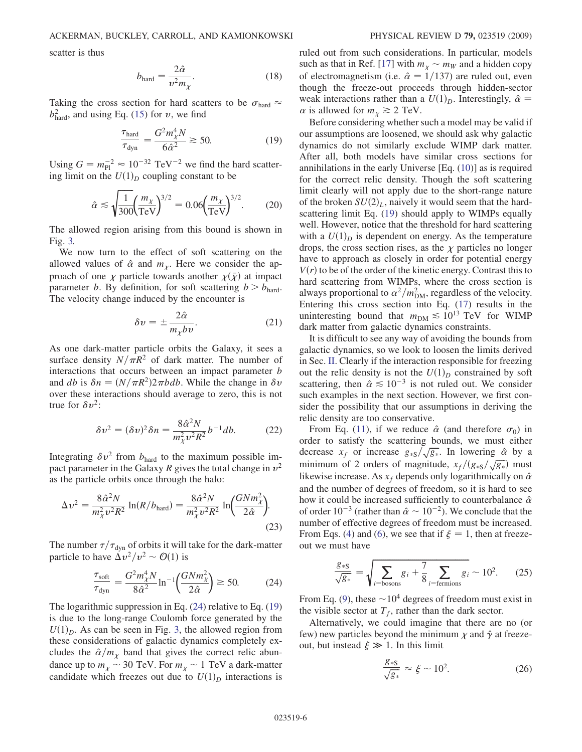scatter is thus

$$b_{\rm hard} = \frac{2\hat{\alpha}}{v^2 m_\chi}. \qquad (18)$$

Taking the cross section for hard scatters to be $\sigma_{\rm hard} \approx b_{\rm hard}^2$, and using Eq. (15) for $v$, we find

$$\frac{\tau_{\rm hard}}{\tau_{\rm dyn}} = \frac{G^2 m_\chi^4 N}{6\hat{\alpha}^2} \gtrsim 50. \qquad (19)$$

Using $G = m_{\rm Pl}^{-2} \approx 10^{-32}\ {\rm TeV}^{-2}$ we find the hard scattering limit on the $U(1)_D$ coupling constant to be

$$\hat{\alpha} \lesssim \sqrt{\frac{1}{300}}\left(\frac{m_\chi}{\rm TeV}\right)^{3/2} = 0.06\left(\frac{m_\chi}{\rm TeV}\right)^{3/2}. \qquad (20)$$

The allowed region arising from this bound is shown in Fig. 3.

We now turn to the effect of soft scattering on the allowed values of $\hat{\alpha}$ and $m_\chi$. Here we consider the approach of one $\chi$ particle towards another $\chi(\bar{\chi})$ at impact parameter $b$. By definition, for soft scattering $b > b_{\rm hard}$. The velocity change induced by the encounter is

$$\delta v = \pm \frac{2\hat{\alpha}}{m_\chi b v}. \qquad (21)$$

As one dark-matter particle orbits the Galaxy, it sees a surface density $N/\pi R^2$ of dark matter. The number of interactions that occurs between an impact parameter $b$ and $db$ is $\delta n = (N/\pi R^2) 2\pi b db$. While the change in $\delta v$ over these interactions should average to zero, this is not true for $\delta v^2$:

$$\delta v^2 = (\delta v)^2 \delta n = \frac{8\hat{\alpha}^2 N}{m_\chi^2 v^2 R^2} b^{-1} db. \qquad (22)$$

Integrating $\delta v^2$ from $b_{\rm hard}$ to the maximum possible impact parameter in the Galaxy $R$ gives the total change in $v^2$ as the particle orbits once through the halo:

$$\Delta v^2 = \frac{8\hat{\alpha}^2 N}{m_\chi^2 v^2 R^2} \ln(R/b_{\rm hard}) = \frac{8\hat{\alpha}^2 N}{m_\chi^2 v^2 R^2} \ln\left(\frac{G N m_\chi^2}{2\hat{\alpha}}\right). \qquad (23)$$

The number $\tau/\tau_{\rm dyn}$ of orbits it will take for the dark-matter particle to have $\Delta v^2/v^2 \sim \mathcal{O}(1)$ is

$$\frac{\tau_{\rm soft}}{\tau_{\rm dyn}} = \frac{G^2 m_\chi^4 N}{8\hat{\alpha}^2} \ln^{-1}\left(\frac{G N m_\chi^2}{2\hat{\alpha}}\right) \gtrsim 50. \qquad (24)$$

The logarithmic suppression in Eq. (24) relative to Eq. (19) is due to the long-range Coulomb force generated by the $U(1)_D$. As can be seen in Fig. 3, the allowed region from these considerations of galactic dynamics completely excludes the $\hat{\alpha}/m_\chi$ band that gives the correct relic abundance up to $m_\chi \sim 30$ TeV. For $m_\chi \sim 1$ TeV a dark-matter candidate which freezes out due to $U(1)_D$ interactions is ruled out from such considerations. In particular, models such as that in Ref. [17] with $m_\chi \sim m_W$ and a hidden copy of electromagnetism (i.e. $\hat{\alpha} = 1/137$) are ruled out, even though the freeze-out proceeds through hidden-sector weak interactions rather than a $U(1)_D$. Interestingly, $\hat{\alpha} = \alpha$ is allowed for $m_\chi \gtrsim 2$ TeV.

Before considering whether such a model may be valid if our assumptions are loosened, we should ask why galactic dynamics do not similarly exclude WIMP dark matter. After all, both models have similar cross sections for annihilations in the early Universe [Eq. (10)] as is required for the correct relic density. Though the soft scattering limit clearly will not apply due to the short-range nature of the broken $SU(2)_L$, naively it would seem that the hard-scattering limit Eq. (19) should apply to WIMPs equally well. However, notice that the threshold for hard scattering with a $U(1)_D$ is dependent on energy. As the temperature drops, the cross section rises, as the $\chi$ particles no longer have to approach as closely in order for potential energy $V(r)$ to be of the order of the kinetic energy. Contrast this to hard scattering from WIMPs, where the cross section is always proportional to $\alpha^2/m_{\rm DM}^2$, regardless of the velocity. Entering this cross section into Eq. (17) results in the uninteresting bound that $m_{\rm DM} \lesssim 10^{13}$ TeV for WIMP dark matter from galactic dynamics constraints.

It is difficult to see any way of avoiding the bounds from galactic dynamics, so we look to loosen the limits derived in Sec. II. Clearly if the interaction responsible for freezing out the relic density is not the $U(1)_D$ constrained by soft scattering, then $\hat{\alpha} \lesssim 10^{-3}$ is not ruled out. We consider such examples in the next section. However, we first consider the possibility that our assumptions in deriving the relic density are too conservative.

From Eq. (11), if we reduce $\hat{\alpha}$ (and therefore $\sigma_0$) in order to satisfy the scattering bounds, we must either decrease $x_f$ or increase $g_{*S}/\sqrt{g_*}$. In lowering $\hat{\alpha}$ by a minimum of 2 orders of magnitude, $x_f/(g_{*S}/\sqrt{g_*})$ must likewise increase. As $x_f$ depends only logarithmically on $\hat{\alpha}$ and the number of degrees of freedom, so it is hard to see how it could be increased sufficiently to counterbalance $\hat{\alpha}$ of order $10^{-3}$ (rather than $\hat{\alpha} \sim 10^{-2}$). We conclude that the number of effective degrees of freedom must be increased. From Eqs. (4) and (6), we see that if $\xi = 1$, then at freeze-out we must have

$$\frac{g_{*S}}{\sqrt{g_*}} = \sqrt{\sum_{i={\rm bosons}} g_i + \frac{7}{8}\sum_{i={\rm fermions}} g_i} \sim 10^2. \qquad (25)$$

From Eq. (9), these $\sim 10^4$ degrees of freedom must exist in the visible sector at $T_f$, rather than the dark sector.

Alternatively, we could imagine that there are no (or few) new particles beyond the minimum $\chi$ and $\hat{\gamma}$ at freeze-out, but instead $\xi \gg 1$. In this limit

$$\frac{g_{*S}}{\sqrt{g_*}} \approx \xi \sim 10^2. \qquad (26)$$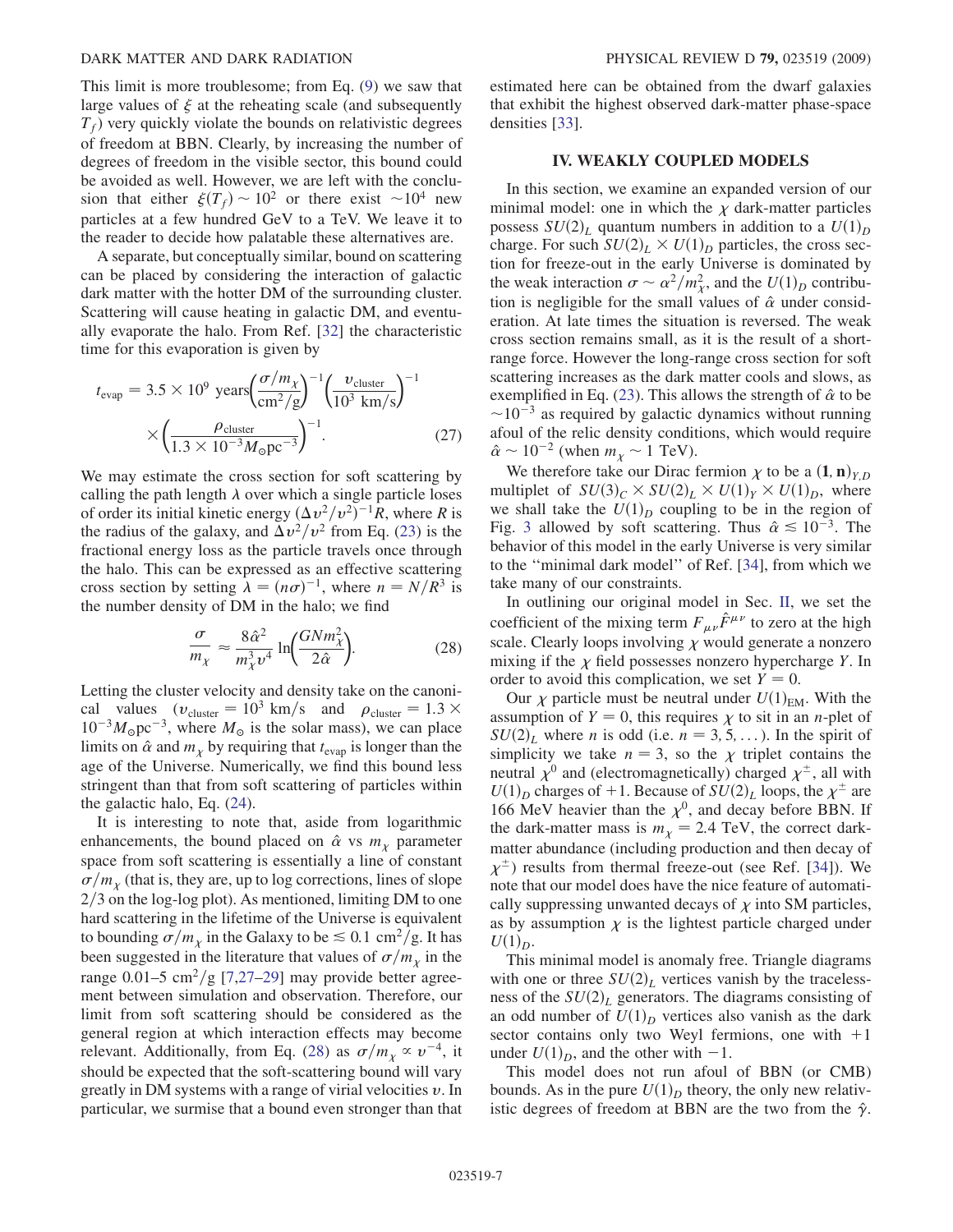This limit is more troublesome; from Eq. (9) we saw that large values of $\xi$ at the reheating scale (and subsequently $T_f$) very quickly violate the bounds on relativistic degrees of freedom at BBN. Clearly, by increasing the number of degrees of freedom in the visible sector, this bound could be avoided as well. However, we are left with the conclusion that either $\xi(T_f) \sim 10^2$ or there exist $\sim 10^4$ new particles at a few hundred GeV to a TeV. We leave it to the reader to decide how palatable these alternatives are.

A separate, but conceptually similar, bound on scattering can be placed by considering the interaction of galactic dark matter with the hotter DM of the surrounding cluster. Scattering will cause heating in galactic DM, and eventually evaporate the halo. From Ref. [32] the characteristic time for this evaporation is given by

$$t_{\rm evap} = 3.5 \times 10^9 \text{ years}\left(\frac{\sigma/m_\chi}{\text{cm}^2/\text{g}}\right)^{-1}\left(\frac{v_{\rm cluster}}{10^3 \text{ km/s}}\right)^{-1} \times \left(\frac{\rho_{\rm cluster}}{1.3 \times 10^{-3} M_\odot \text{pc}^{-3}}\right)^{-1}. \tag{27}$$

We may estimate the cross section for soft scattering by calling the path length $\lambda$ over which a single particle loses of order its initial kinetic energy $(\Delta v^2/v^2)^{-1}R$, where $R$ is the radius of the galaxy, and $\Delta v^2/v^2$ from Eq. (23) is the fractional energy loss as the particle travels once through the halo. This can be expressed as an effective scattering cross section by setting $\lambda = (n\sigma)^{-1}$, where $n = N/R^3$ is the number density of DM in the halo; we find

$$\frac{\sigma}{m_\chi} \approx \frac{8\hat{\alpha}^2}{m_\chi^3 v^4} \ln\left(\frac{GNm_\chi^2}{2\hat{\alpha}}\right). \tag{28}$$

Letting the cluster velocity and density take on the canonical values ($v_{\rm cluster} = 10^3$ km/s and $\rho_{\rm cluster} = 1.3 \times 10^{-3} M_\odot \text{pc}^{-3}$, where $M_\odot$ is the solar mass), we can place limits on $\hat{\alpha}$ and $m_\chi$ by requiring that $t_{\rm evap}$ is longer than the age of the Universe. Numerically, we find this bound less stringent than that from soft scattering of particles within the galactic halo, Eq. (24).

It is interesting to note that, aside from logarithmic enhancements, the bound placed on $\hat{\alpha}$ vs $m_\chi$ parameter space from soft scattering is essentially a line of constant $\sigma/m_\chi$ (that is, they are, up to log corrections, lines of slope $2/3$ on the log-log plot). As mentioned, limiting DM to one hard scattering in the lifetime of the Universe is equivalent to bounding $\sigma/m_\chi$ in the Galaxy to be $\lesssim 0.1$ cm$^2$/g. It has been suggested in the literature that values of $\sigma/m_\chi$ in the range 0.01–5 cm$^2$/g [7,27–29] may provide better agreement between simulation and observation. Therefore, our limit from soft scattering should be considered as the general region at which interaction effects may become relevant. Additionally, from Eq. (28) as $\sigma/m_\chi \propto v^{-4}$, it should be expected that the soft-scattering bound will vary greatly in DM systems with a range of virial velocities $v$. In particular, we surmise that a bound even stronger than that estimated here can be obtained from the dwarf galaxies that exhibit the highest observed dark-matter phase-space densities [33].

## IV. WEAKLY COUPLED MODELS

In this section, we examine an expanded version of our minimal model: one in which the $\chi$ dark-matter particles possess $SU(2)_L$ quantum numbers in addition to a $U(1)_D$ charge. For such $SU(2)_L \times U(1)_D$ particles, the cross section for freeze-out in the early Universe is dominated by the weak interaction $\sigma \sim \alpha^2/m_\chi^2$, and the $U(1)_D$ contribution is negligible for the small values of $\hat{\alpha}$ under consideration. At late times the situation is reversed. The weak cross section remains small, as it is the result of a short-range force. However the long-range cross section for soft scattering increases as the dark matter cools and slows, as exemplified in Eq. (23). This allows the strength of $\hat{\alpha}$ to be $\sim 10^{-3}$ as required by galactic dynamics without running afoul of the relic density conditions, which would require $\hat{\alpha} \sim 10^{-2}$ (when $m_\chi \sim 1$ TeV).

We therefore take our Dirac fermion $\chi$ to be a $(\mathbf{1}, \mathbf{n})_{Y,D}$ multiplet of $SU(3)_C \times SU(2)_L \times U(1)_Y \times U(1)_D$, where we shall take the $U(1)_D$ coupling to be in the region of Fig. 3 allowed by soft scattering. Thus $\hat{\alpha} \lesssim 10^{-3}$. The behavior of this model in the early Universe is very similar to the "minimal dark model" of Ref. [34], from which we take many of our constraints.

In outlining our original model in Sec. II, we set the coefficient of the mixing term $F_{\mu\nu}\hat{F}^{\mu\nu}$ to zero at the high scale. Clearly loops involving $\chi$ would generate a nonzero mixing if the $\chi$ field possesses nonzero hypercharge $Y$. In order to avoid this complication, we set $Y = 0$.

Our $\chi$ particle must be neutral under $U(1)_{\rm EM}$. With the assumption of $Y = 0$, this requires $\chi$ to sit in an $n$-plet of $SU(2)_L$ where $n$ is odd (i.e. $n = 3, 5, \ldots$). In the spirit of simplicity we take $n = 3$, so the $\chi$ triplet contains the neutral $\chi^0$ and (electromagnetically) charged $\chi^\pm$, all with $U(1)_D$ charges of $+1$. Because of $SU(2)_L$ loops, the $\chi^\pm$ are 166 MeV heavier than the $\chi^0$, and decay before BBN. If the dark-matter mass is $m_\chi = 2.4$ TeV, the correct dark-matter abundance (including production and then decay of $\chi^\pm$) results from thermal freeze-out (see Ref. [34]). We note that our model does have the nice feature of automatically suppressing unwanted decays of $\chi$ into SM particles, as by assumption $\chi$ is the lightest particle charged under $U(1)_D$.

This minimal model is anomaly free. Triangle diagrams with one or three $SU(2)_L$ vertices vanish by the tracelessness of the $SU(2)_L$ generators. The diagrams consisting of an odd number of $U(1)_D$ vertices also vanish as the dark sector contains only two Weyl fermions, one with $+1$ under $U(1)_D$, and the other with $-1$.

This model does not run afoul of BBN (or CMB) bounds. As in the pure $U(1)_D$ theory, the only new relativistic degrees of freedom at BBN are the two from the $\hat{\gamma}$.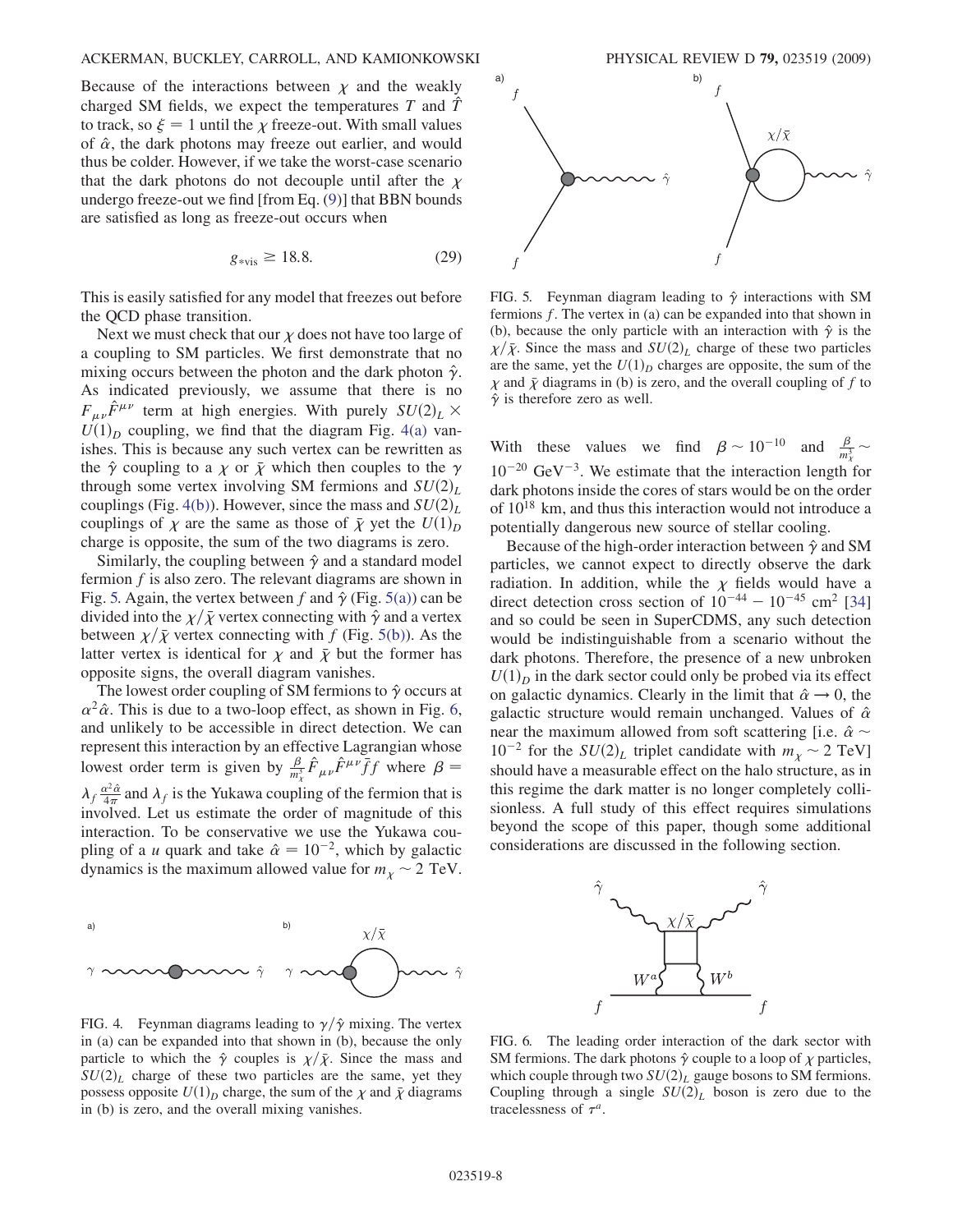Because of the interactions between $\chi$ and the weakly charged SM fields, we expect the temperatures $T$ and $\hat{T}$ to track, so $\xi = 1$ until the $\chi$ freeze-out. With small values of $\hat{\alpha}$, the dark photons may freeze out earlier, and would thus be colder. However, if we take the worst-case scenario that the dark photons do not decouple until after the $\chi$ undergo freeze-out we find [from Eq. (9)] that BBN bounds are satisfied as long as freeze-out occurs when

$$g_{*\text{vis}} \geq 18.8. \tag{29}$$

This is easily satisfied for any model that freezes out before the QCD phase transition.

Next we must check that our $\chi$ does not have too large of a coupling to SM particles. We first demonstrate that no mixing occurs between the photon and the dark photon $\hat{\gamma}$. As indicated previously, we assume that there is no $F_{\mu\nu}\hat{F}^{\mu\nu}$ term at high energies. With purely $SU(2)_L \times U(1)_D$ coupling, we find that the diagram Fig. 4(a) vanishes. This is because any such vertex can be rewritten as the $\hat{\gamma}$ coupling to a $\chi$ or $\bar{\chi}$ which then couples to the $\gamma$ through some vertex involving SM fermions and $SU(2)_L$ couplings (Fig. 4(b)). However, since the mass and $SU(2)_L$ couplings of $\chi$ are the same as those of $\bar{\chi}$ yet the $U(1)_D$ charge is opposite, the sum of the two diagrams is zero.

Similarly, the coupling between $\hat{\gamma}$ and a standard model fermion $f$ is also zero. The relevant diagrams are shown in Fig. 5. Again, the vertex between $f$ and $\hat{\gamma}$ (Fig. 5(a)) can be divided into the $\chi/\bar{\chi}$ vertex connecting with $\hat{\gamma}$ and a vertex between $\chi/\bar{\chi}$ vertex connecting with $f$ (Fig. 5(b)). As the latter vertex is identical for $\chi$ and $\bar{\chi}$ but the former has opposite signs, the overall diagram vanishes.

The lowest order coupling of SM fermions to $\hat{\gamma}$ occurs at $\alpha^2\hat{\alpha}$. This is due to a two-loop effect, as shown in Fig. 6, and unlikely to be accessible in direct detection. We can represent this interaction by an effective Lagrangian whose lowest order term is given by $\frac{\beta}{m_\chi^3}\hat{F}_{\mu\nu}\hat{F}^{\mu\nu}\bar{f}f$ where $\beta = \lambda_f \frac{\alpha^2\hat{\alpha}}{4\pi}$ and $\lambda_f$ is the Yukawa coupling of the fermion that is involved. Let us estimate the order of magnitude of this interaction. To be conservative we use the Yukawa coupling of a $u$ quark and take $\hat{\alpha} = 10^{-2}$, which by galactic dynamics is the maximum allowed value for $m_\chi \sim 2$ TeV.

FIG. 4. Feynman diagrams leading to $\gamma/\hat{\gamma}$ mixing. The vertex in (a) can be expanded into that shown in (b), because the only particle to which the $\hat{\gamma}$ couples is $\chi/\bar{\chi}$. Since the mass and $SU(2)_L$ charge of these two particles are the same, yet they possess opposite $U(1)_D$ charge, the sum of the $\chi$ and $\bar{\chi}$ diagrams in (b) is zero, and the overall mixing vanishes.

FIG. 5. Feynman diagram leading to $\hat{\gamma}$ interactions with SM fermions $f$. The vertex in (a) can be expanded into that shown in (b), because the only particle with an interaction with $\hat{\gamma}$ is the $\chi/\bar{\chi}$. Since the mass and $SU(2)_L$ charge of these two particles are the same, yet the $U(1)_D$ charges are opposite, the sum of the $\chi$ and $\bar{\chi}$ diagrams in (b) is zero, and the overall coupling of $f$ to $\hat{\gamma}$ is therefore zero as well.

With these values we find $\beta \sim 10^{-10}$ and $\frac{\beta}{m_\chi^3} \sim 10^{-20}$ GeV$^{-3}$. We estimate that the interaction length for dark photons inside the cores of stars would be on the order of $10^{18}$ km, and thus this interaction would not introduce a potentially dangerous new source of stellar cooling.

Because of the high-order interaction between $\hat{\gamma}$ and SM particles, we cannot expect to directly observe the dark radiation. In addition, while the $\chi$ fields would have a direct detection cross section of $10^{-44} - 10^{-45}$ cm$^2$ [34] and so could be seen in SuperCDMS, any such detection would be indistinguishable from a scenario without the dark photons. Therefore, the presence of a new unbroken $U(1)_D$ in the dark sector could only be probed via its effect on galactic dynamics. Clearly in the limit that $\hat{\alpha} \to 0$, the galactic structure would remain unchanged. Values of $\hat{\alpha}$ near the maximum allowed from soft scattering [i.e. $\hat{\alpha} \sim 10^{-2}$ for the $SU(2)_L$ triplet candidate with $m_\chi \sim 2$ TeV] should have a measurable effect on the halo structure, as in this regime the dark matter is no longer completely collisionless. A full study of this effect requires simulations beyond the scope of this paper, though some additional considerations are discussed in the following section.

FIG. 6. The leading order interaction of the dark sector with SM fermions. The dark photons $\hat{\gamma}$ couple to a loop of $\chi$ particles, which couple through two $SU(2)_L$ gauge bosons to SM fermions. Coupling through a single $SU(2)_L$ boson is zero due to the tracelessness of $\tau^a$.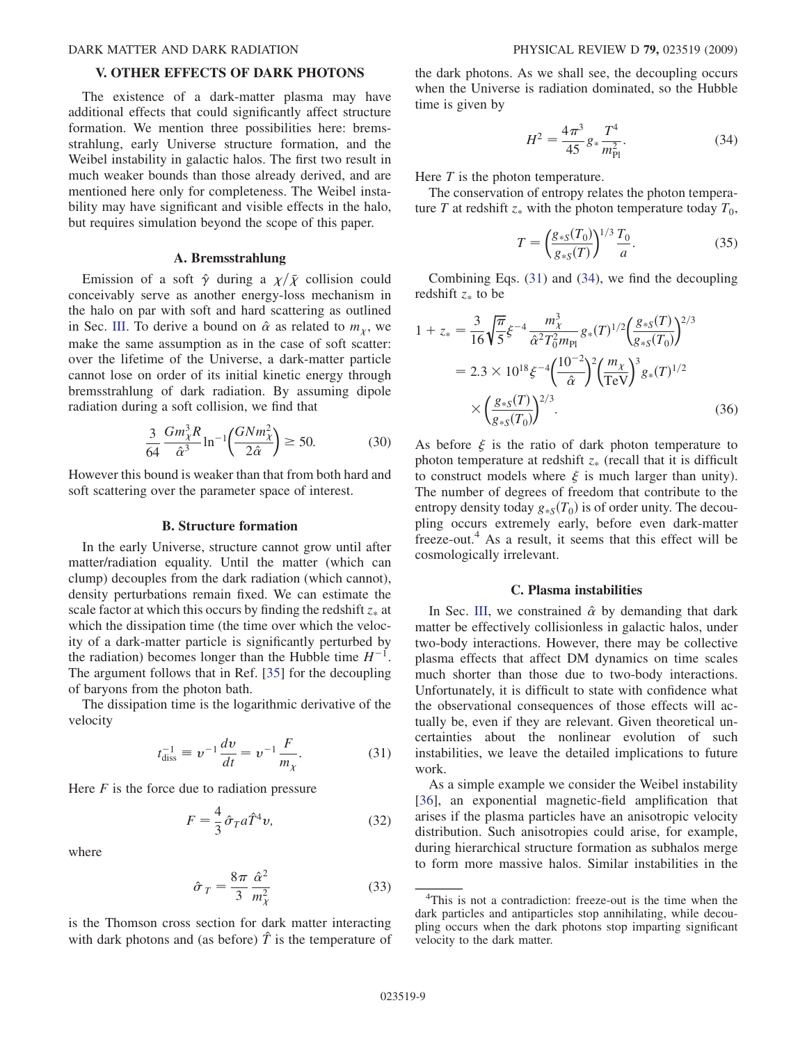## V. OTHER EFFECTS OF DARK PHOTONS

The existence of a dark-matter plasma may have additional effects that could significantly affect structure formation. We mention three possibilities here: bremsstrahlung, early Universe structure formation, and the Weibel instability in galactic halos. The first two result in much weaker bounds than those already derived, and are mentioned here only for completeness. The Weibel instability may have significant and visible effects in the halo, but requires simulation beyond the scope of this paper.

### A. Bremsstrahlung

Emission of a soft $\hat{\gamma}$ during a $\chi/\bar{\chi}$ collision could conceivably serve as another energy-loss mechanism in the halo on par with soft and hard scattering as outlined in Sec. III. To derive a bound on $\hat{\alpha}$ as related to $m_\chi$, we make the same assumption as in the case of soft scatter: over the lifetime of the Universe, a dark-matter particle cannot lose on order of its initial kinetic energy through bremsstrahlung of dark radiation. By assuming dipole radiation during a soft collision, we find that

$$\frac{3}{64}\frac{G m_\chi^3 R}{\hat{\alpha}^3}\ln^{-1}\left(\frac{G N m_\chi^2}{2\hat{\alpha}}\right) \geq 50. \tag{30}$$

However this bound is weaker than that from both hard and soft scattering over the parameter space of interest.

### B. Structure formation

In the early Universe, structure cannot grow until after matter/radiation equality. Until the matter (which can clump) decouples from the dark radiation (which cannot), density perturbations remain fixed. We can estimate the scale factor at which this occurs by finding the redshift $z_*$ at which the dissipation time (the time over which the velocity of a dark-matter particle is significantly perturbed by the radiation) becomes longer than the Hubble time $H^{-1}$. The argument follows that in Ref. [35] for the decoupling of baryons from the photon bath.

The dissipation time is the logarithmic derivative of the velocity

$$t_{\rm diss}^{-1} \equiv v^{-1}\frac{dv}{dt} = v^{-1}\frac{F}{m_\chi}. \tag{31}$$

Here $F$ is the force due to radiation pressure

$$F = \frac{4}{3}\hat{\sigma}_T a \hat{T}^4 v, \tag{32}$$

where

$$\hat{\sigma}_T = \frac{8\pi}{3}\frac{\hat{\alpha}^2}{m_\chi^2} \tag{33}$$

is the Thomson cross section for dark matter interacting with dark photons and (as before) $\hat{T}$ is the temperature of the dark photons. As we shall see, the decoupling occurs when the Universe is radiation dominated, so the Hubble time is given by

$$H^2 = \frac{4\pi^3}{45} g_* \frac{T^4}{m_{\rm Pl}^2}. \tag{34}$$

Here $T$ is the photon temperature.

The conservation of entropy relates the photon temperature $T$ at redshift $z_*$ with the photon temperature today $T_0$,

$$T = \left(\frac{g_{*S}(T_0)}{g_{*S}(T)}\right)^{1/3}\frac{T_0}{a}. \tag{35}$$

Combining Eqs. (31) and (34), we find the decoupling redshift $z_*$ to be

$$\begin{aligned} 1 + z_* &= \frac{3}{16}\sqrt{\frac{\pi}{5}}\xi^{-4}\frac{m_\chi^3}{\hat{\alpha}^2 T_0^2 m_{\rm Pl}} g_*(T)^{1/2}\left(\frac{g_{*S}(T)}{g_{*S}(T_0)}\right)^{2/3} \\ &= 2.3\times 10^{18}\xi^{-4}\left(\frac{10^{-2}}{\hat{\alpha}}\right)^2\left(\frac{m_\chi}{\rm TeV}\right)^3 g_*(T)^{1/2} \\ &\quad\times\left(\frac{g_{*S}(T)}{g_{*S}(T_0)}\right)^{2/3}. \end{aligned} \tag{36}$$

As before $\xi$ is the ratio of dark photon temperature to photon temperature at redshift $z_*$ (recall that it is difficult to construct models where $\xi$ is much larger than unity). The number of degrees of freedom that contribute to the entropy density today $g_{*S}(T_0)$ is of order unity. The decoupling occurs extremely early, before even dark-matter freeze-out.[4] As a result, it seems that this effect will be cosmologically irrelevant.

### C. Plasma instabilities

In Sec. III, we constrained $\hat{\alpha}$ by demanding that dark matter be effectively collisionless in galactic halos, under two-body interactions. However, there may be collective plasma effects that affect DM dynamics on time scales much shorter than those due to two-body interactions. Unfortunately, it is difficult to state with confidence what the observational consequences of those effects will actually be, even if they are relevant. Given theoretical uncertainties about the nonlinear evolution of such instabilities, we leave the detailed implications to future work.

As a simple example we consider the Weibel instability [36], an exponential magnetic-field amplification that arises if the plasma particles have an anisotropic velocity distribution. Such anisotropies could arise, for example, during hierarchical structure formation as subhalos merge to form more massive halos. Similar instabilities in the

[4] This is not a contradiction: freeze-out is the time when the dark particles and antiparticles stop annihilating, while decoupling occurs when the dark photons stop imparting significant velocity to the dark matter.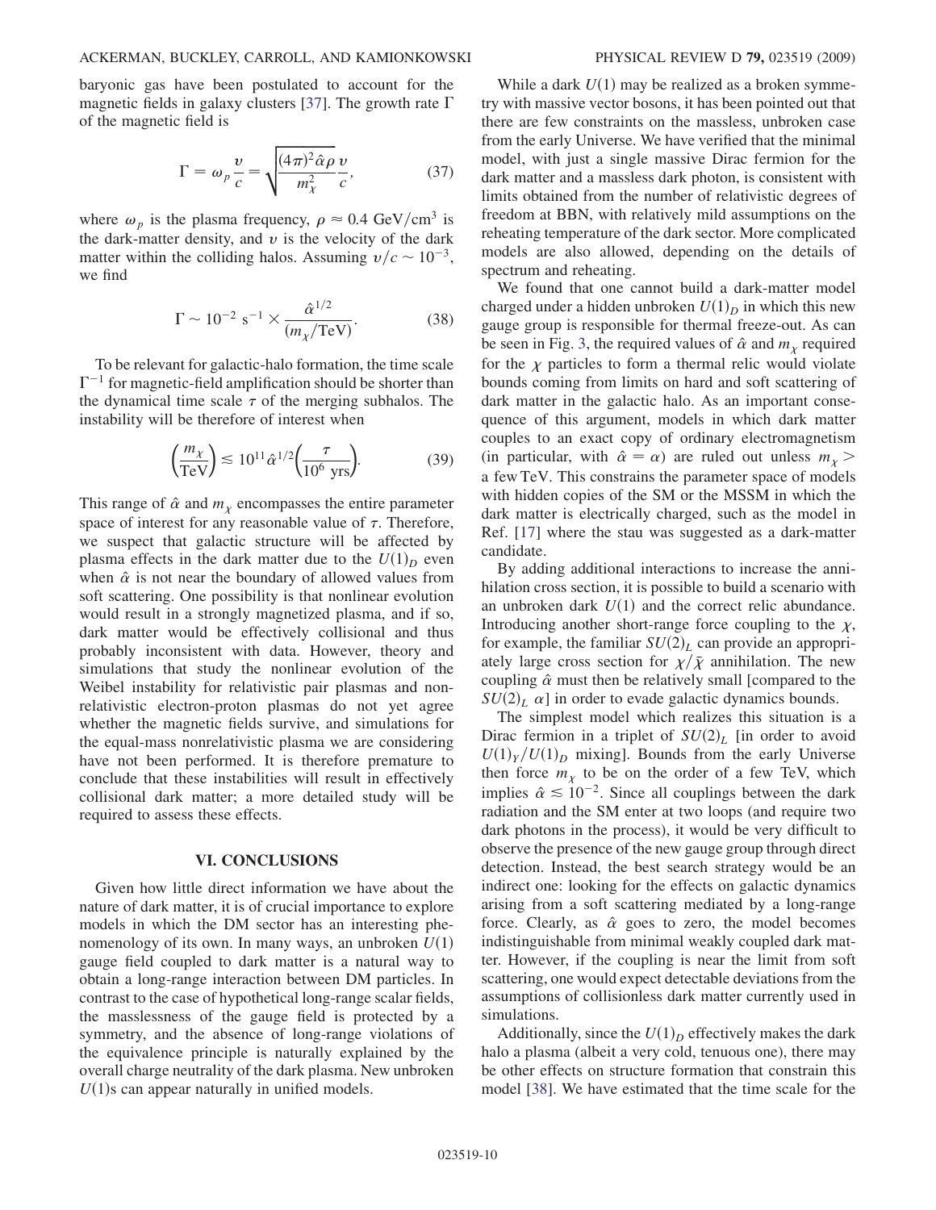baryonic gas have been postulated to account for the magnetic fields in galaxy clusters [37]. The growth rate $\Gamma$ of the magnetic field is

$$\Gamma = \omega_p \frac{v}{c} = \sqrt{\frac{(4\pi)^2 \hat{\alpha} \rho}{m_\chi^2}} \frac{v}{c}, \tag{37}$$

where $\omega_p$ is the plasma frequency, $\rho \approx 0.4 \text{ GeV/cm}^3$ is the dark-matter density, and $v$ is the velocity of the dark matter within the colliding halos. Assuming $v/c \sim 10^{-3}$, we find

$$\Gamma \sim 10^{-2} \text{ s}^{-1} \times \frac{\hat{\alpha}^{1/2}}{(m_\chi/\text{TeV})}. \tag{38}$$

To be relevant for galactic-halo formation, the time scale $\Gamma^{-1}$ for magnetic-field amplification should be shorter than the dynamical time scale $\tau$ of the merging subhalos. The instability will be therefore of interest when

$$\left(\frac{m_\chi}{\text{TeV}}\right) \lesssim 10^{11} \hat{\alpha}^{1/2} \left(\frac{\tau}{10^6 \text{ yrs}}\right). \tag{39}$$

This range of $\hat{\alpha}$ and $m_\chi$ encompasses the entire parameter space of interest for any reasonable value of $\tau$. Therefore, we suspect that galactic structure will be affected by plasma effects in the dark matter due to the $U(1)_D$ even when $\hat{\alpha}$ is not near the boundary of allowed values from soft scattering. One possibility is that nonlinear evolution would result in a strongly magnetized plasma, and if so, dark matter would be effectively collisional and thus probably inconsistent with data. However, theory and simulations that study the nonlinear evolution of the Weibel instability for relativistic pair plasmas and nonrelativistic electron-proton plasmas do not yet agree whether the magnetic fields survive, and simulations for the equal-mass nonrelativistic plasma we are considering have not been performed. It is therefore premature to conclude that these instabilities will result in effectively collisional dark matter; a more detailed study will be required to assess these effects.

## VI. CONCLUSIONS

Given how little direct information we have about the nature of dark matter, it is of crucial importance to explore models in which the DM sector has an interesting phenomenology of its own. In many ways, an unbroken $U(1)$ gauge field coupled to dark matter is a natural way to obtain a long-range interaction between DM particles. In contrast to the case of hypothetical long-range scalar fields, the masslessness of the gauge field is protected by a symmetry, and the absence of long-range violations of the equivalence principle is naturally explained by the overall charge neutrality of the dark plasma. New unbroken $U(1)$s can appear naturally in unified models.

While a dark $U(1)$ may be realized as a broken symmetry with massive vector bosons, it has been pointed out that there are few constraints on the massless, unbroken case from the early Universe. We have verified that the minimal model, with just a single massive Dirac fermion for the dark matter and a massless dark photon, is consistent with limits obtained from the number of relativistic degrees of freedom at BBN, with relatively mild assumptions on the reheating temperature of the dark sector. More complicated models are also allowed, depending on the details of spectrum and reheating.

We found that one cannot build a dark-matter model charged under a hidden unbroken $U(1)_D$ in which this new gauge group is responsible for thermal freeze-out. As can be seen in Fig. 3, the required values of $\hat{\alpha}$ and $m_\chi$ required for the $\chi$ particles to form a thermal relic would violate bounds coming from limits on hard and soft scattering of dark matter in the galactic halo. As an important consequence of this argument, models in which dark matter couples to an exact copy of ordinary electromagnetism (in particular, with $\hat{\alpha} = \alpha$) are ruled out unless $m_\chi >$ a few TeV. This constrains the parameter space of models with hidden copies of the SM or the MSSM in which the dark matter is electrically charged, such as the model in Ref. [17] where the stau was suggested as a dark-matter candidate.

By adding additional interactions to increase the annihilation cross section, it is possible to build a scenario with an unbroken dark $U(1)$ and the correct relic abundance. Introducing another short-range force coupling to the $\chi$, for example, the familiar $SU(2)_L$ can provide an appropriately large cross section for $\chi/\bar{\chi}$ annihilation. The new coupling $\hat{\alpha}$ must then be relatively small [compared to the $SU(2)_L$ $\alpha$] in order to evade galactic dynamics bounds.

The simplest model which realizes this situation is a Dirac fermion in a triplet of $SU(2)_L$ [in order to avoid $U(1)_Y/U(1)_D$ mixing]. Bounds from the early Universe then force $m_\chi$ to be on the order of a few TeV, which implies $\hat{\alpha} \lesssim 10^{-2}$. Since all couplings between the dark radiation and the SM enter at two loops (and require two dark photons in the process), it would be very difficult to observe the presence of the new gauge group through direct detection. Instead, the best search strategy would be an indirect one: looking for the effects on galactic dynamics arising from a soft scattering mediated by a long-range force. Clearly, as $\hat{\alpha}$ goes to zero, the model becomes indistinguishable from minimal weakly coupled dark matter. However, if the coupling is near the limit from soft scattering, one would expect detectable deviations from the assumptions of collisionless dark matter currently used in simulations.

Additionally, since the $U(1)_D$ effectively makes the dark halo a plasma (albeit a very cold, tenuous one), there may be other effects on structure formation that constrain this model [38]. We have estimated that the time scale for the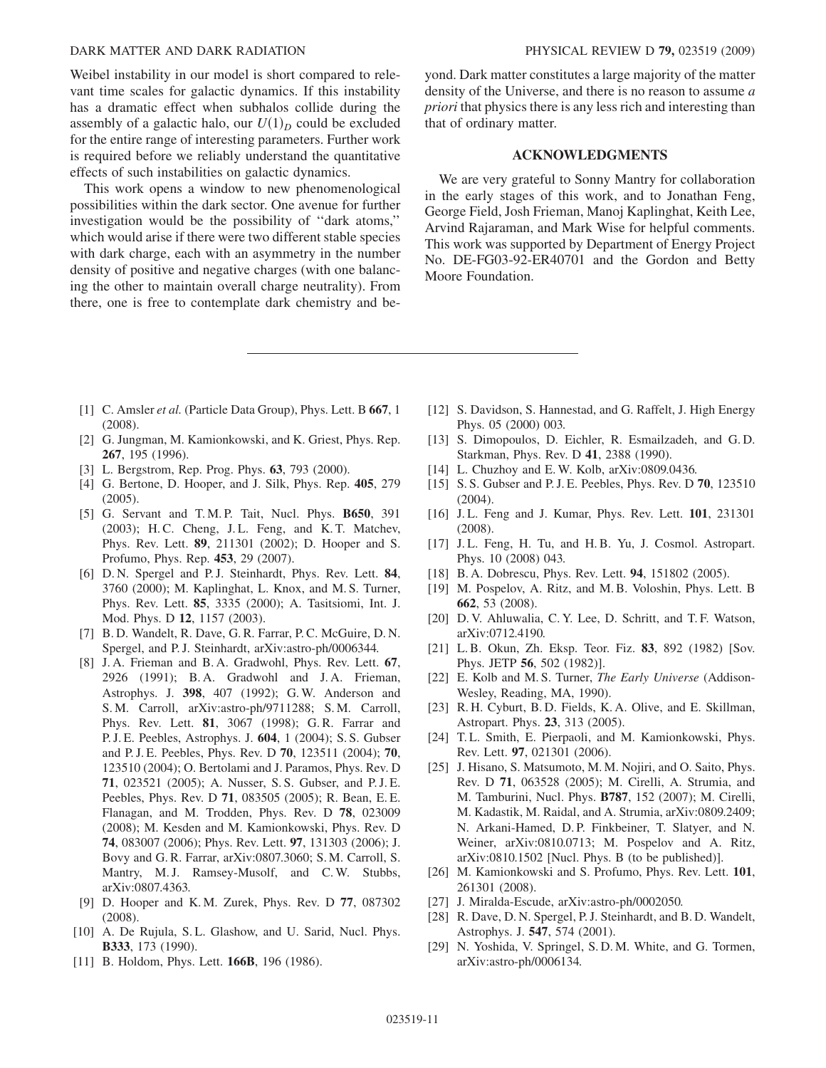Weibel instability in our model is short compared to relevant time scales for galactic dynamics. If this instability has a dramatic effect when subhalos collide during the assembly of a galactic halo, our $U(1)_D$ could be excluded for the entire range of interesting parameters. Further work is required before we reliably understand the quantitative effects of such instabilities on galactic dynamics.

This work opens a window to new phenomenological possibilities within the dark sector. One avenue for further investigation would be the possibility of "dark atoms," which would arise if there were two different stable species with dark charge, each with an asymmetry in the number density of positive and negative charges (with one balancing the other to maintain overall charge neutrality). From there, one is free to contemplate dark chemistry and beyond. Dark matter constitutes a large majority of the matter density of the Universe, and there is no reason to assume *a priori* that physics there is any less rich and interesting than that of ordinary matter.

## ACKNOWLEDGMENTS

We are very grateful to Sonny Mantry for collaboration in the early stages of this work, and to Jonathan Feng, George Field, Josh Frieman, Manoj Kaplinghat, Keith Lee, Arvind Rajaraman, and Mark Wise for helpful comments. This work was supported by Department of Energy Project No. DE-FG03-92-ER40701 and the Gordon and Betty Moore Foundation.

---

[1] C. Amsler *et al.* (Particle Data Group), Phys. Lett. B **667**, 1 (2008).

[2] G. Jungman, M. Kamionkowski, and K. Griest, Phys. Rep. **267**, 195 (1996).

[3] L. Bergstrom, Rep. Prog. Phys. **63**, 793 (2000).

[4] G. Bertone, D. Hooper, and J. Silk, Phys. Rep. **405**, 279 (2005).

[5] G. Servant and T.M.P. Tait, Nucl. Phys. **B650**, 391 (2003); H.C. Cheng, J.L. Feng, and K.T. Matchev, Phys. Rev. Lett. **89**, 211301 (2002); D. Hooper and S. Profumo, Phys. Rep. **453**, 29 (2007).

[6] D.N. Spergel and P.J. Steinhardt, Phys. Rev. Lett. **84**, 3760 (2000); M. Kaplinghat, L. Knox, and M.S. Turner, Phys. Rev. Lett. **85**, 3335 (2000); A. Tasitsiomi, Int. J. Mod. Phys. D **12**, 1157 (2003).

[7] B.D. Wandelt, R. Dave, G.R. Farrar, P.C. McGuire, D.N. Spergel, and P.J. Steinhardt, arXiv:astro-ph/0006344.

[8] J.A. Frieman and B.A. Gradwohl, Phys. Rev. Lett. **67**, 2926 (1991); B.A. Gradwohl and J.A. Frieman, Astrophys. J. **398**, 407 (1992); G.W. Anderson and S.M. Carroll, arXiv:astro-ph/9711288; S.M. Carroll, Phys. Rev. Lett. **81**, 3067 (1998); G.R. Farrar and P.J.E. Peebles, Astrophys. J. **604**, 1 (2004); S.S. Gubser and P.J.E. Peebles, Phys. Rev. D **70**, 123511 (2004); **70**, 123510 (2004); O. Bertolami and J. Paramos, Phys. Rev. D **71**, 023521 (2005); A. Nusser, S.S. Gubser, and P.J.E. Peebles, Phys. Rev. D **71**, 083505 (2005); R. Bean, E.E. Flanagan, and M. Trodden, Phys. Rev. D **78**, 023009 (2008); M. Kesden and M. Kamionkowski, Phys. Rev. D **74**, 083007 (2006); Phys. Rev. Lett. **97**, 131303 (2006); J. Bovy and G.R. Farrar, arXiv:0807.3060; S.M. Carroll, S. Mantry, M.J. Ramsey-Musolf, and C.W. Stubbs, arXiv:0807.4363.

[9] D. Hooper and K.M. Zurek, Phys. Rev. D **77**, 087302 (2008).

[10] A. De Rujula, S.L. Glashow, and U. Sarid, Nucl. Phys. **B333**, 173 (1990).

[11] B. Holdom, Phys. Lett. **166B**, 196 (1986).

[12] S. Davidson, S. Hannestad, and G. Raffelt, J. High Energy Phys. 05 (2000) 003.

[13] S. Dimopoulos, D. Eichler, R. Esmailzadeh, and G.D. Starkman, Phys. Rev. D **41**, 2388 (1990).

[14] L. Chuzhoy and E.W. Kolb, arXiv:0809.0436.

[15] S.S. Gubser and P.J.E. Peebles, Phys. Rev. D **70**, 123510 (2004).

[16] J.L. Feng and J. Kumar, Phys. Rev. Lett. **101**, 231301 (2008).

[17] J.L. Feng, H. Tu, and H.B. Yu, J. Cosmol. Astropart. Phys. 10 (2008) 043.

[18] B.A. Dobrescu, Phys. Rev. Lett. **94**, 151802 (2005).

[19] M. Pospelov, A. Ritz, and M.B. Voloshin, Phys. Lett. B **662**, 53 (2008).

[20] D.V. Ahluwalia, C.Y. Lee, D. Schritt, and T.F. Watson, arXiv:0712.4190.

[21] L.B. Okun, Zh. Eksp. Teor. Fiz. **83**, 892 (1982) [Sov. Phys. JETP **56**, 502 (1982)].

[22] E. Kolb and M.S. Turner, *The Early Universe* (Addison-Wesley, Reading, MA, 1990).

[23] R.H. Cyburt, B.D. Fields, K.A. Olive, and E. Skillman, Astropart. Phys. **23**, 313 (2005).

[24] T.L. Smith, E. Pierpaoli, and M. Kamionkowski, Phys. Rev. Lett. **97**, 021301 (2006).

[25] J. Hisano, S. Matsumoto, M.M. Nojiri, and O. Saito, Phys. Rev. D **71**, 063528 (2005); M. Cirelli, A. Strumia, and M. Tamburini, Nucl. Phys. **B787**, 152 (2007); M. Cirelli, M. Kadastik, M. Raidal, and A. Strumia, arXiv:0809.2409; N. Arkani-Hamed, D.P. Finkbeiner, T. Slatyer, and N. Weiner, arXiv:0810.0713; M. Pospelov and A. Ritz, arXiv:0810.1502 [Nucl. Phys. B (to be published)].

[26] M. Kamionkowski and S. Profumo, Phys. Rev. Lett. **101**, 261301 (2008).

[27] J. Miralda-Escude, arXiv:astro-ph/0002050.

[28] R. Dave, D.N. Spergel, P.J. Steinhardt, and B.D. Wandelt, Astrophys. J. **547**, 574 (2001).

[29] N. Yoshida, V. Springel, S.D.M. White, and G. Tormen, arXiv:astro-ph/0006134.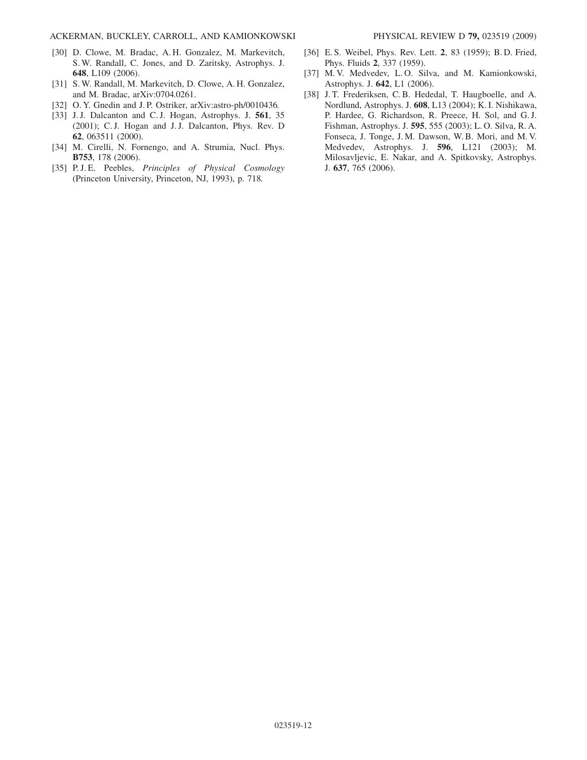[30] D. Clowe, M. Bradac, A. H. Gonzalez, M. Markevitch, S. W. Randall, C. Jones, and D. Zaritsky, Astrophys. J. **648**, L109 (2006).

[31] S. W. Randall, M. Markevitch, D. Clowe, A. H. Gonzalez, and M. Bradac, arXiv:0704.0261.

[32] O. Y. Gnedin and J. P. Ostriker, arXiv:astro-ph/0010436.

[33] J. J. Dalcanton and C. J. Hogan, Astrophys. J. **561**, 35 (2001); C. J. Hogan and J. J. Dalcanton, Phys. Rev. D **62**, 063511 (2000).

[34] M. Cirelli, N. Fornengo, and A. Strumia, Nucl. Phys. **B753**, 178 (2006).

[35] P. J. E. Peebles, *Principles of Physical Cosmology* (Princeton University, Princeton, NJ, 1993), p. 718.

[36] E. S. Weibel, Phys. Rev. Lett. **2**, 83 (1959); B. D. Fried, Phys. Fluids **2**, 337 (1959).

[37] M. V. Medvedev, L. O. Silva, and M. Kamionkowski, Astrophys. J. **642**, L1 (2006).

[38] J. T. Frederiksen, C. B. Hededal, T. Haugboelle, and A. Nordlund, Astrophys. J. **608**, L13 (2004); K. I. Nishikawa, P. Hardee, G. Richardson, R. Preece, H. Sol, and G. J. Fishman, Astrophys. J. **595**, 555 (2003); L. O. Silva, R. A. Fonseca, J. Tonge, J. M. Dawson, W. B. Mori, and M. V. Medvedev, Astrophys. J. **596**, L121 (2003); M. Milosavljevic, E. Nakar, and A. Spitkovsky, Astrophys. J. **637**, 765 (2006).